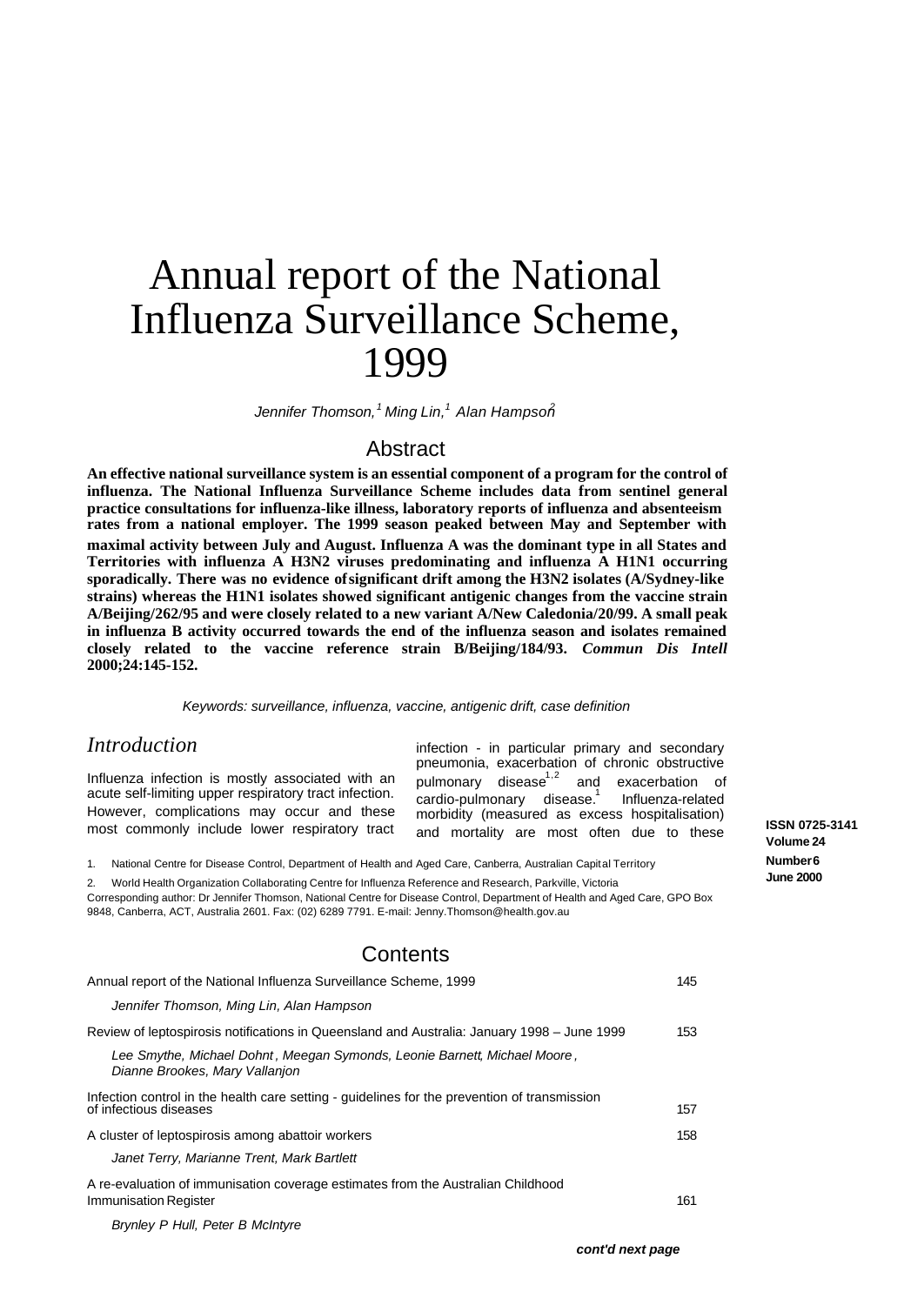# Annual report of the National Influenza Surveillance Scheme, 1999

*Jennifer Thomson,[1] Ming Lin,[1] Alan Hampson[2]*

## Abstract

**An effective national surveillance system is an essential component of a program for the control of influenza. The National Influenza Surveillance Scheme includes data from sentinel general practice consultations for influenza-like illness, laboratory reports of influenza and absenteeism rates from a national employer. The 1999 season peaked between May and September with maximal activity between July and August. Influenza A was the dominant type in all States and Territories with influenza A H3N2 viruses predominating and influenza A H1N1 occurring sporadically. There was no evidence of significant drift among the H3N2 isolates (A/Sydney-like strains) whereas the H1N1 isolates showed significant antigenic changes from the vaccine strain A/Beijing/262/95 and were closely related to a new variant A/New Caledonia/20/99. A small peak in influenza B activity occurred towards the end of the influenza season and isolates remained closely related to the vaccine reference strain B/Beijing/184/93. *Commun Dis Intell* 2000;24:145-152.**

*Keywords: surveillance, influenza, vaccine, antigenic drift, case definition*

## *Introduction*

Influenza infection is mostly associated with an acute self-limiting upper respiratory tract infection. However, complications may occur and these most commonly include lower respiratory tract infection - in particular primary and secondary pneumonia, exacerbation of chronic obstructive pulmonary disease[1,2] and exacerbation of cardio-pulmonary disease.[1] Influenza-related morbidity (measured as excess hospitalisation) and mortality are most often due to these

1. National Centre for Disease Control, Department of Health and Aged Care, Canberra, Australian Capital Territory
2. World Health Organization Collaborating Centre for Influenza Reference and Research, Parkville, Victoria

Corresponding author: Dr Jennifer Thomson, National Centre for Disease Control, Department of Health and Aged Care, GPO Box 9848, Canberra, ACT, Australia 2601. Fax: (02) 6289 7791. E-mail: Jenny.Thomson@health.gov.au

**ISSN 0725-3141**
**Volume 24**
**Number 6**
**June 2000**

## Contents

| | |
|---|---|
| Annual report of the National Influenza Surveillance Scheme, 1999<br>*Jennifer Thomson, Ming Lin, Alan Hampson* | 145 |
| Review of leptospirosis notifications in Queensland and Australia: January 1998 – June 1999<br>*Lee Smythe, Michael Dohnt, Meegan Symonds, Leonie Barnett, Michael Moore, Dianne Brookes, Mary Vallanjon* | 153 |
| Infection control in the health care setting - guidelines for the prevention of transmission of infectious diseases | 157 |
| A cluster of leptospirosis among abattoir workers<br>*Janet Terry, Marianne Trent, Mark Bartlett* | 158 |
| A re-evaluation of immunisation coverage estimates from the Australian Childhood Immunisation Register<br>*Brynley P Hull, Peter B McIntyre* | 161 |

***cont'd next page***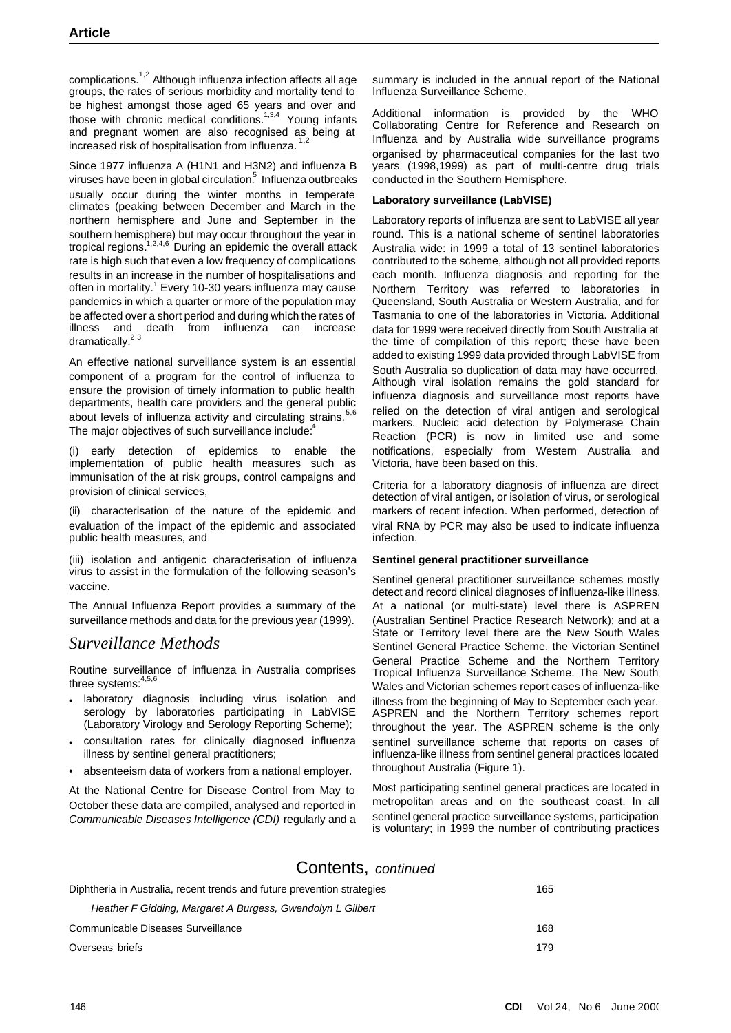complications.[1,2] Although influenza infection affects all age groups, the rates of serious morbidity and mortality tend to be highest amongst those aged 65 years and over and those with chronic medical conditions.[1,3,4] Young infants and pregnant women are also recognised as being at increased risk of hospitalisation from influenza.[1,2]

Since 1977 influenza A (H1N1 and H3N2) and influenza B viruses have been in global circulation.[5] Influenza outbreaks usually occur during the winter months in temperate climates (peaking between December and March in the northern hemisphere and June and September in the southern hemisphere) but may occur throughout the year in tropical regions.[1,2,4,6] During an epidemic the overall attack rate is high such that even a low frequency of complications results in an increase in the number of hospitalisations and often in mortality.[1] Every 10-30 years influenza may cause pandemics in which a quarter or more of the population may be affected over a short period and during which the rates of illness and death from influenza can increase dramatically.[2,3]

An effective national surveillance system is an essential component of a program for the control of influenza to ensure the provision of timely information to public health departments, health care providers and the general public about levels of influenza activity and circulating strains.[5,6] The major objectives of such surveillance include:[4]

(i) early detection of epidemics to enable the implementation of public health measures such as immunisation of the at risk groups, control campaigns and provision of clinical services,

(ii) characterisation of the nature of the epidemic and evaluation of the impact of the epidemic and associated public health measures, and

(iii) isolation and antigenic characterisation of influenza virus to assist in the formulation of the following season's vaccine.

The Annual Influenza Report provides a summary of the surveillance methods and data for the previous year (1999).

## *Surveillance Methods*

Routine surveillance of influenza in Australia comprises three systems:[4,5,6]

- laboratory diagnosis including virus isolation and serology by laboratories participating in LabVISE (Laboratory Virology and Serology Reporting Scheme);
- consultation rates for clinically diagnosed influenza illness by sentinel general practitioners;
- absenteeism data of workers from a national employer.

At the National Centre for Disease Control from May to October these data are compiled, analysed and reported in *Communicable Diseases Intelligence (CDI)* regularly and a summary is included in the annual report of the National Influenza Surveillance Scheme.

Additional information is provided by the WHO Collaborating Centre for Reference and Research on Influenza and by Australia wide surveillance programs organised by pharmaceutical companies for the last two years (1998,1999) as part of multi-centre drug trials conducted in the Southern Hemisphere.

**Laboratory surveillance (LabVISE)**

Laboratory reports of influenza are sent to LabVISE all year round. This is a national scheme of sentinel laboratories Australia wide: in 1999 a total of 13 sentinel laboratories contributed to the scheme, although not all provided reports each month. Influenza diagnosis and reporting for the Northern Territory was referred to laboratories in Queensland, South Australia or Western Australia, and for Tasmania to one of the laboratories in Victoria. Additional data for 1999 were received directly from South Australia at the time of compilation of this report; these have been added to existing 1999 data provided through LabVISE from South Australia so duplication of data may have occurred. Although viral isolation remains the gold standard for influenza diagnosis and surveillance most reports have relied on the detection of viral antigen and serological markers. Nucleic acid detection by Polymerase Chain Reaction (PCR) is now in limited use and some notifications, especially from Western Australia and Victoria, have been based on this.

Criteria for a laboratory diagnosis of influenza are direct detection of viral antigen, or isolation of virus, or serological markers of recent infection. When performed, detection of viral RNA by PCR may also be used to indicate influenza infection.

**Sentinel general practitioner surveillance**

Sentinel general practitioner surveillance schemes mostly detect and record clinical diagnoses of influenza-like illness. At a national (or multi-state) level there is ASPREN (Australian Sentinel Practice Research Network); and at a State or Territory level there are the New South Wales Sentinel General Practice Scheme, the Victorian Sentinel General Practice Scheme and the Northern Territory Tropical Influenza Surveillance Scheme. The New South Wales and Victorian schemes report cases of influenza-like illness from the beginning of May to September each year. ASPREN and the Northern Territory schemes report throughout the year. The ASPREN scheme is the only sentinel surveillance scheme that reports on cases of influenza-like illness from sentinel general practices located throughout Australia (Figure 1).

Most participating sentinel general practices are located in metropolitan areas and on the southeast coast. In all sentinel general practice surveillance systems, participation is voluntary; in 1999 the number of contributing practices

## Contents, *continued*

| | |
|---|---|
| Diphtheria in Australia, recent trends and future prevention strategies | 165 |
| *Heather F Gidding, Margaret A Burgess, Gwendolyn L Gilbert* | |
| Communicable Diseases Surveillance | 168 |
| Overseas briefs | 179 |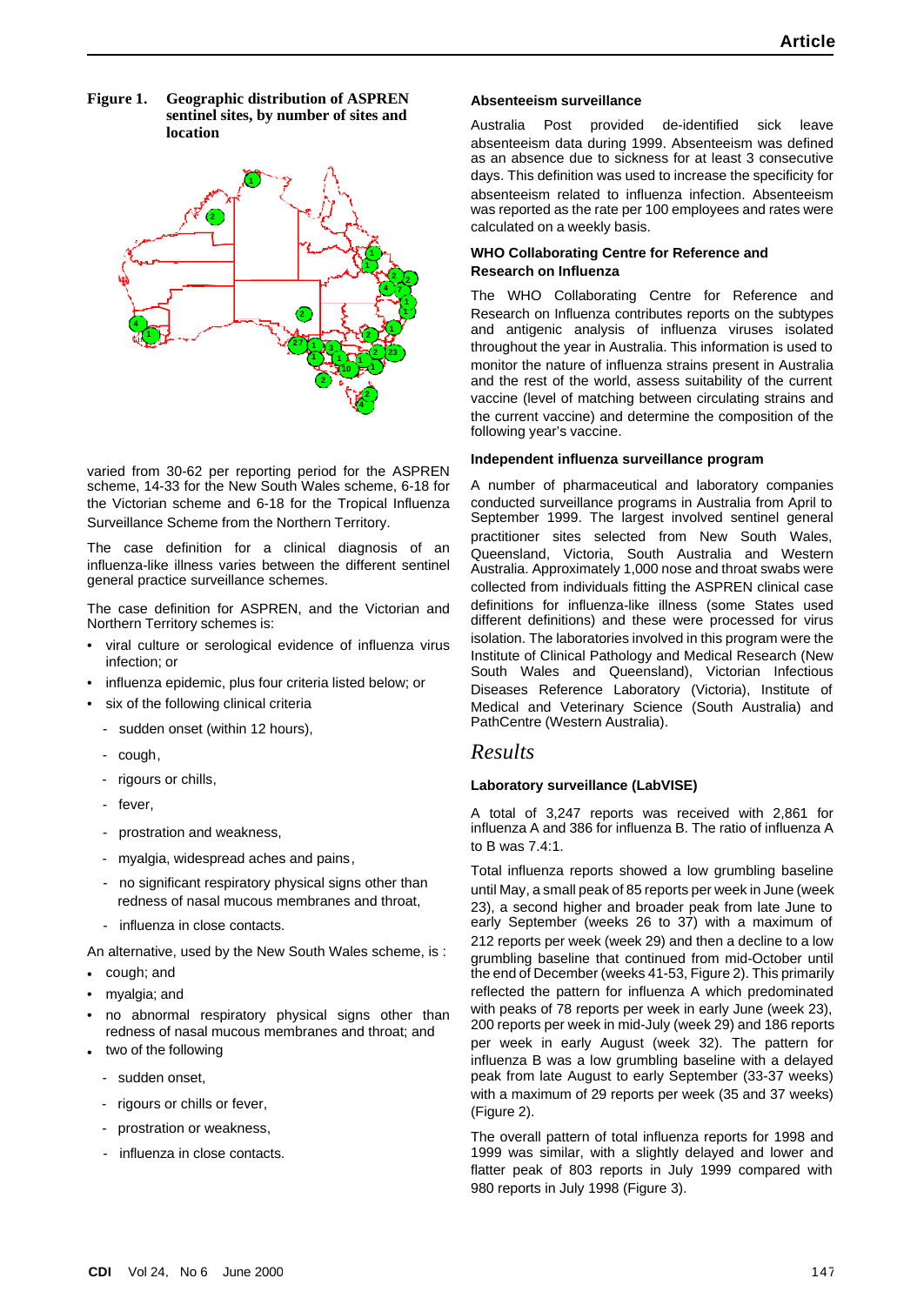**Figure 1. Geographic distribution of ASPREN sentinel sites, by number of sites and location**

varied from 30-62 per reporting period for the ASPREN scheme, 14-33 for the New South Wales scheme, 6-18 for the Victorian scheme and 6-18 for the Tropical Influenza Surveillance Scheme from the Northern Territory.

The case definition for a clinical diagnosis of an influenza-like illness varies between the different sentinel general practice surveillance schemes.

The case definition for ASPREN, and the Victorian and Northern Territory schemes is:

- viral culture or serological evidence of influenza virus infection; or
- influenza epidemic, plus four criteria listed below; or
- six of the following clinical criteria
  - sudden onset (within 12 hours),
  - cough,
  - rigours or chills,
  - fever,
  - prostration and weakness,
  - myalgia, widespread aches and pains,
  - no significant respiratory physical signs other than redness of nasal mucous membranes and throat,
  - influenza in close contacts.

An alternative, used by the New South Wales scheme, is :

- cough; and
- myalgia; and
- no abnormal respiratory physical signs other than redness of nasal mucous membranes and throat; and
- two of the following
  - sudden onset,
  - rigours or chills or fever,
  - prostration or weakness,
  - influenza in close contacts.

### Absenteeism surveillance

Australia Post provided de-identified sick leave absenteeism data during 1999. Absenteeism was defined as an absence due to sickness for at least 3 consecutive days. This definition was used to increase the specificity for absenteeism related to influenza infection. Absenteeism was reported as the rate per 100 employees and rates were calculated on a weekly basis.

### WHO Collaborating Centre for Reference and Research on Influenza

The WHO Collaborating Centre for Reference and Research on Influenza contributes reports on the subtypes and antigenic analysis of influenza viruses isolated throughout the year in Australia. This information is used to monitor the nature of influenza strains present in Australia and the rest of the world, assess suitability of the current vaccine (level of matching between circulating strains and the current vaccine) and determine the composition of the following year's vaccine.

### Independent influenza surveillance program

A number of pharmaceutical and laboratory companies conducted surveillance programs in Australia from April to September 1999. The largest involved sentinel general practitioner sites selected from New South Wales, Queensland, Victoria, South Australia and Western Australia. Approximately 1,000 nose and throat swabs were collected from individuals fitting the ASPREN clinical case definitions for influenza-like illness (some States used different definitions) and these were processed for virus isolation. The laboratories involved in this program were the Institute of Clinical Pathology and Medical Research (New South Wales and Queensland), Victorian Infectious Diseases Reference Laboratory (Victoria), Institute of Medical and Veterinary Science (South Australia) and PathCentre (Western Australia).

## *Results*

### Laboratory surveillance (LabVISE)

A total of 3,247 reports was received with 2,861 for influenza A and 386 for influenza B. The ratio of influenza A to B was 7.4:1.

Total influenza reports showed a low grumbling baseline until May, a small peak of 85 reports per week in June (week 23), a second higher and broader peak from late June to early September (weeks 26 to 37) with a maximum of 212 reports per week (week 29) and then a decline to a low grumbling baseline that continued from mid-October until the end of December (weeks 41-53, Figure 2). This primarily reflected the pattern for influenza A which predominated with peaks of 78 reports per week in early June (week 23), 200 reports per week in mid-July (week 29) and 186 reports per week in early August (week 32). The pattern for influenza B was a low grumbling baseline with a delayed peak from late August to early September (33-37 weeks) with a maximum of 29 reports per week (35 and 37 weeks) (Figure 2).

The overall pattern of total influenza reports for 1998 and 1999 was similar, with a slightly delayed and lower and flatter peak of 803 reports in July 1999 compared with 980 reports in July 1998 (Figure 3).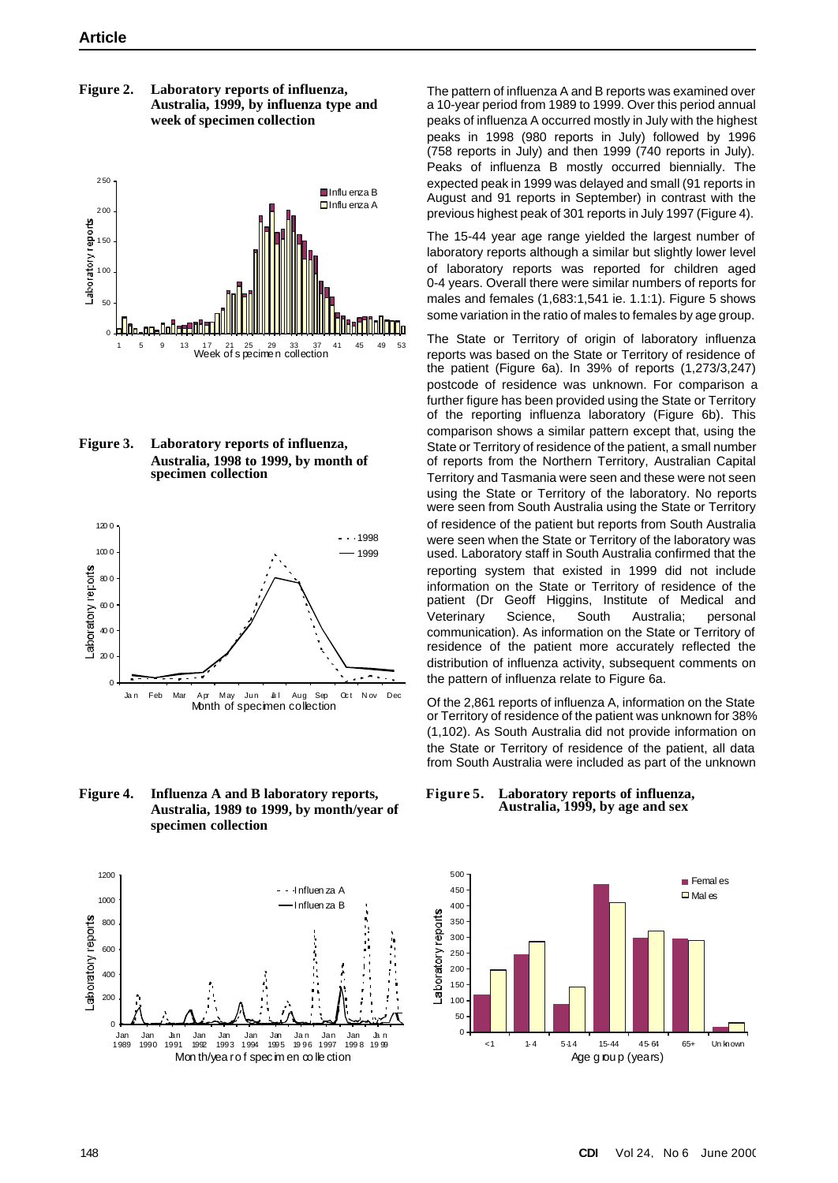**Figure 2. Laboratory reports of influenza, Australia, 1999, by influenza type and week of specimen collection**

**Figure 3. Laboratory reports of influenza, Australia, 1998 to 1999, by month of specimen collection**

**Figure 4. Influenza A and B laboratory reports, Australia, 1989 to 1999, by month/year of specimen collection**

The pattern of influenza A and B reports was examined over a 10-year period from 1989 to 1999. Over this period annual peaks of influenza A occurred mostly in July with the highest peaks in 1998 (980 reports in July) followed by 1996 (758 reports in July) and then 1999 (740 reports in July). Peaks of influenza B mostly occurred biennially. The expected peak in 1999 was delayed and small (91 reports in August and 91 reports in September) in contrast with the previous highest peak of 301 reports in July 1997 (Figure 4).

The 15-44 year age range yielded the largest number of laboratory reports although a similar but slightly lower level of laboratory reports was reported for children aged 0-4 years. Overall there were similar numbers of reports for males and females (1,683:1,541 ie. 1.1:1). Figure 5 shows some variation in the ratio of males to females by age group.

The State or Territory of origin of laboratory influenza reports was based on the State or Territory of residence of the patient (Figure 6a). In 39% of reports (1,273/3,247) postcode of residence was unknown. For comparison a further figure has been provided using the State or Territory of the reporting influenza laboratory (Figure 6b). This comparison shows a similar pattern except that, using the State or Territory of residence of the patient, a small number of reports from the Northern Territory, Australian Capital Territory and Tasmania were seen and these were not seen using the State or Territory of the laboratory. No reports were seen from South Australia using the State or Territory of residence of the patient but reports from South Australia were seen when the State or Territory of the laboratory was used. Laboratory staff in South Australia confirmed that the reporting system that existed in 1999 did not include information on the State or Territory of residence of the patient (Dr Geoff Higgins, Institute of Medical and Veterinary Science, South Australia; personal communication). As information on the State or Territory of residence of the patient more accurately reflected the distribution of influenza activity, subsequent comments on the pattern of influenza relate to Figure 6a.

Of the 2,861 reports of influenza A, information on the State or Territory of residence of the patient was unknown for 38% (1,102). As South Australia did not provide information on the State or Territory of residence of the patient, all data from South Australia were included as part of the unknown

**Figure 5. Laboratory reports of influenza, Australia, 1999, by age and sex**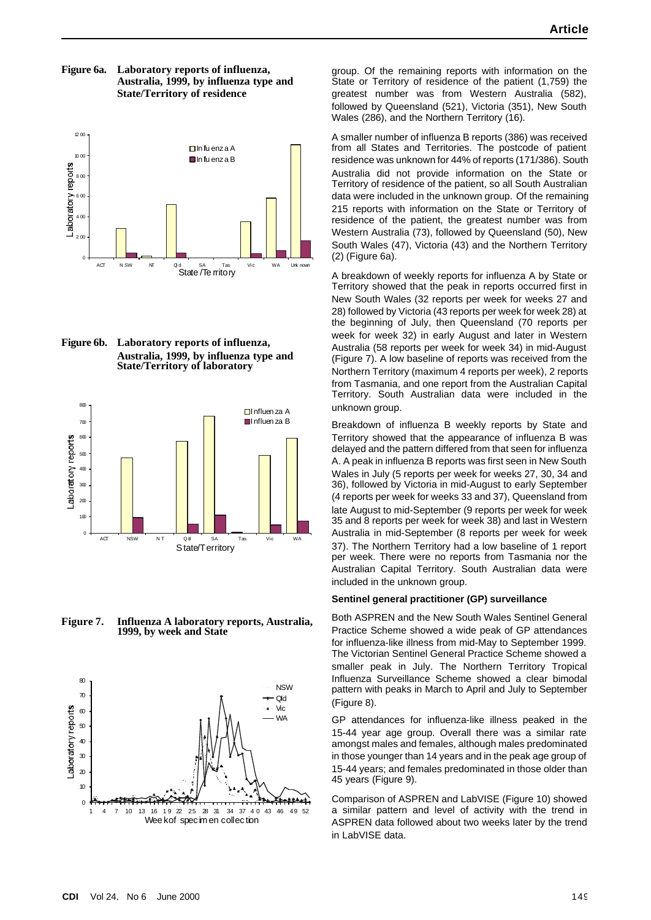**Figure 6a. Laboratory reports of influenza, Australia, 1999, by influenza type and State/Territory of residence**

**Figure 6b. Laboratory reports of influenza, Australia, 1999, by influenza type and State/Territory of laboratory**

**Figure 7. Influenza A laboratory reports, Australia, 1999, by week and State**

group. Of the remaining reports with information on the State or Territory of residence of the patient (1,759) the greatest number was from Western Australia (582), followed by Queensland (521), Victoria (351), New South Wales (286), and the Northern Territory (16).

A smaller number of influenza B reports (386) was received from all States and Territories. The postcode of patient residence was unknown for 44% of reports (171/386). South Australia did not provide information on the State or Territory of residence of the patient, so all South Australian data were included in the unknown group. Of the remaining 215 reports with information on the State or Territory of residence of the patient, the greatest number was from Western Australia (73), followed by Queensland (50), New South Wales (47), Victoria (43) and the Northern Territory (2) (Figure 6a).

A breakdown of weekly reports for influenza A by State or Territory showed that the peak in reports occurred first in New South Wales (32 reports per week for weeks 27 and 28) followed by Victoria (43 reports per week for week 28) at the beginning of July, then Queensland (70 reports per week for week 32) in early August and later in Western Australia (58 reports per week for week 34) in mid-August (Figure 7). A low baseline of reports was received from the Northern Territory (maximum 4 reports per week), 2 reports from Tasmania, and one report from the Australian Capital Territory. South Australian data were included in the unknown group.

Breakdown of influenza B weekly reports by State and Territory showed that the appearance of influenza B was delayed and the pattern differed from that seen for influenza A. A peak in influenza B reports was first seen in New South Wales in July (5 reports per week for weeks 27, 30, 34 and 36), followed by Victoria in mid-August to early September (4 reports per week for weeks 33 and 37), Queensland from late August to mid-September (9 reports per week for week 35 and 8 reports per week for week 38) and last in Western Australia in mid-September (8 reports per week for week 37). The Northern Territory had a low baseline of 1 report per week. There were no reports from Tasmania nor the Australian Capital Territory. South Australian data were included in the unknown group.

#### Sentinel general practitioner (GP) surveillance

Both ASPREN and the New South Wales Sentinel General Practice Scheme showed a wide peak of GP attendances for influenza-like illness from mid-May to September 1999. The Victorian Sentinel General Practice Scheme showed a smaller peak in July. The Northern Territory Tropical Influenza Surveillance Scheme showed a clear bimodal pattern with peaks in March to April and July to September (Figure 8).

GP attendances for influenza-like illness peaked in the 15-44 year age group. Overall there was a similar rate amongst males and females, although males predominated in those younger than 14 years and in the peak age group of 15-44 years; and females predominated in those older than 45 years (Figure 9).

Comparison of ASPREN and LabVISE (Figure 10) showed a similar pattern and level of activity with the trend in ASPREN data followed about two weeks later by the trend in LabVISE data.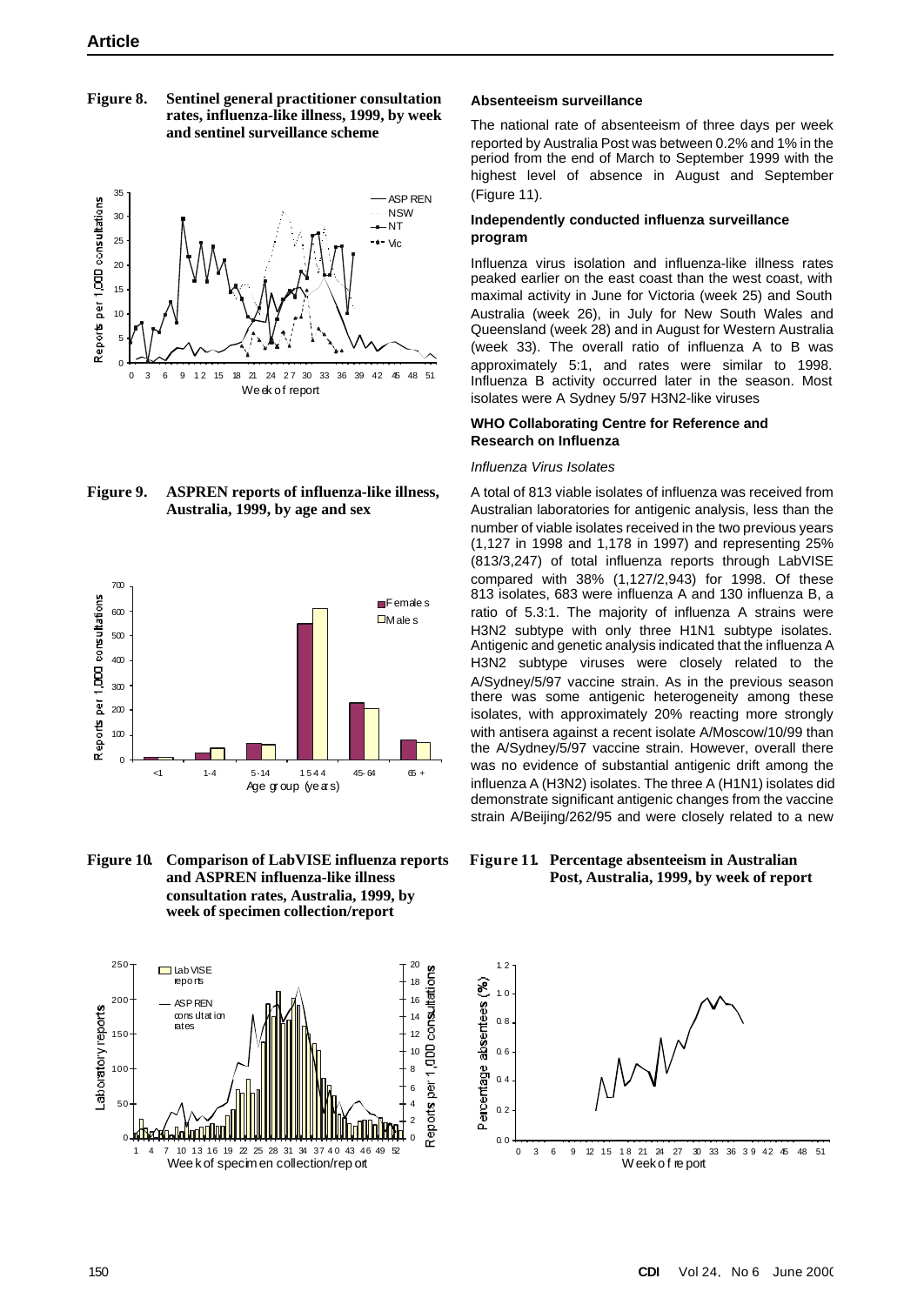**Figure 8. Sentinel general practitioner consultation rates, influenza-like illness, 1999, by week and sentinel surveillance scheme**

**Figure 9. ASPREN reports of influenza-like illness, Australia, 1999, by age and sex**

**Figure 10. Comparison of LabVISE influenza reports and ASPREN influenza-like illness consultation rates, Australia, 1999, by week of specimen collection/report**

### Absenteeism surveillance

The national rate of absenteeism of three days per week reported by Australia Post was between 0.2% and 1% in the period from the end of March to September 1999 with the highest level of absence in August and September (Figure 11).

### Independently conducted influenza surveillance program

Influenza virus isolation and influenza-like illness rates peaked earlier on the east coast than the west coast, with maximal activity in June for Victoria (week 25) and South Australia (week 26), in July for New South Wales and Queensland (week 28) and in August for Western Australia (week 33). The overall ratio of influenza A to B was approximately 5:1, and rates were similar to 1998. Influenza B activity occurred later in the season. Most isolates were A Sydney 5/97 H3N2-like viruses

### WHO Collaborating Centre for Reference and Research on Influenza

*Influenza Virus Isolates*

A total of 813 viable isolates of influenza was received from Australian laboratories for antigenic analysis, less than the number of viable isolates received in the two previous years (1,127 in 1998 and 1,178 in 1997) and representing 25% (813/3,247) of total influenza reports through LabVISE compared with 38% (1,127/2,943) for 1998. Of these 813 isolates, 683 were influenza A and 130 influenza B, a ratio of 5.3:1. The majority of influenza A strains were H3N2 subtype with only three H1N1 subtype isolates. Antigenic and genetic analysis indicated that the influenza A H3N2 subtype viruses were closely related to the A/Sydney/5/97 vaccine strain. As in the previous season there was some antigenic heterogeneity among these isolates, with approximately 20% reacting more strongly with antisera against a recent isolate A/Moscow/10/99 than the A/Sydney/5/97 vaccine strain. However, overall there was no evidence of substantial antigenic drift among the influenza A (H3N2) isolates. The three A (H1N1) isolates did demonstrate significant antigenic changes from the vaccine strain A/Beijing/262/95 and were closely related to a new

**Figure 11. Percentage absenteeism in Australian Post, Australia, 1999, by week of report**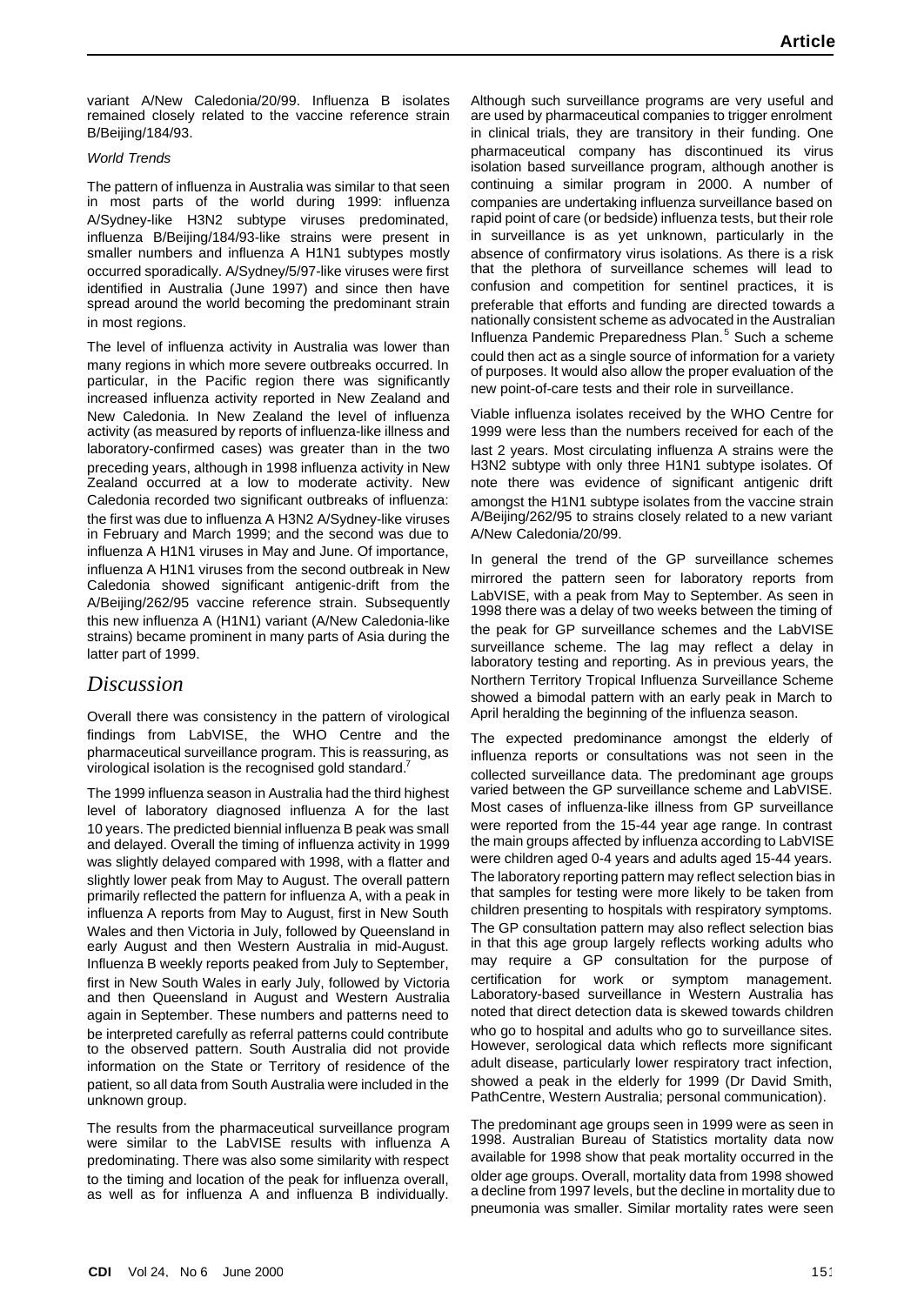variant A/New Caledonia/20/99. Influenza B isolates remained closely related to the vaccine reference strain B/Beijing/184/93.

*World Trends*

The pattern of influenza in Australia was similar to that seen in most parts of the world during 1999: influenza A/Sydney-like H3N2 subtype viruses predominated, influenza B/Beijing/184/93-like strains were present in smaller numbers and influenza A H1N1 subtypes mostly occurred sporadically. A/Sydney/5/97-like viruses were first identified in Australia (June 1997) and since then have spread around the world becoming the predominant strain in most regions.

The level of influenza activity in Australia was lower than many regions in which more severe outbreaks occurred. In particular, in the Pacific region there was significantly increased influenza activity reported in New Zealand and New Caledonia. In New Zealand the level of influenza activity (as measured by reports of influenza-like illness and laboratory-confirmed cases) was greater than in the two preceding years, although in 1998 influenza activity in New Zealand occurred at a low to moderate activity. New Caledonia recorded two significant outbreaks of influenza: the first was due to influenza A H3N2 A/Sydney-like viruses in February and March 1999; and the second was due to influenza A H1N1 viruses in May and June. Of importance, influenza A H1N1 viruses from the second outbreak in New Caledonia showed significant antigenic-drift from the A/Beijing/262/95 vaccine reference strain. Subsequently this new influenza A (H1N1) variant (A/New Caledonia-like strains) became prominent in many parts of Asia during the latter part of 1999.

## Discussion

Overall there was consistency in the pattern of virological findings from LabVISE, the WHO Centre and the pharmaceutical surveillance program. This is reassuring, as virological isolation is the recognised gold standard.[7]

The 1999 influenza season in Australia had the third highest level of laboratory diagnosed influenza A for the last 10 years. The predicted biennial influenza B peak was small and delayed. Overall the timing of influenza activity in 1999 was slightly delayed compared with 1998, with a flatter and slightly lower peak from May to August. The overall pattern primarily reflected the pattern for influenza A, with a peak in influenza A reports from May to August, first in New South Wales and then Victoria in July, followed by Queensland in early August and then Western Australia in mid-August. Influenza B weekly reports peaked from July to September, first in New South Wales in early July, followed by Victoria and then Queensland in August and Western Australia again in September. These numbers and patterns need to be interpreted carefully as referral patterns could contribute to the observed pattern. South Australia did not provide information on the State or Territory of residence of the patient, so all data from South Australia were included in the unknown group.

The results from the pharmaceutical surveillance program were similar to the LabVISE results with influenza A predominating. There was also some similarity with respect to the timing and location of the peak for influenza overall, as well as for influenza A and influenza B individually. Although such surveillance programs are very useful and are used by pharmaceutical companies to trigger enrolment in clinical trials, they are transitory in their funding. One pharmaceutical company has discontinued its virus isolation based surveillance program, although another is continuing a similar program in 2000. A number of companies are undertaking influenza surveillance based on rapid point of care (or bedside) influenza tests, but their role in surveillance is as yet unknown, particularly in the absence of confirmatory virus isolations. As there is a risk that the plethora of surveillance schemes will lead to confusion and competition for sentinel practices, it is preferable that efforts and funding are directed towards a nationally consistent scheme as advocated in the Australian Influenza Pandemic Preparedness Plan.[5] Such a scheme could then act as a single source of information for a variety of purposes. It would also allow the proper evaluation of the new point-of-care tests and their role in surveillance.

Viable influenza isolates received by the WHO Centre for 1999 were less than the numbers received for each of the last 2 years. Most circulating influenza A strains were the H3N2 subtype with only three H1N1 subtype isolates. Of note there was evidence of significant antigenic drift amongst the H1N1 subtype isolates from the vaccine strain A/Beijing/262/95 to strains closely related to a new variant A/New Caledonia/20/99.

In general the trend of the GP surveillance schemes mirrored the pattern seen for laboratory reports from LabVISE, with a peak from May to September. As seen in 1998 there was a delay of two weeks between the timing of the peak for GP surveillance schemes and the LabVISE surveillance scheme. The lag may reflect a delay in laboratory testing and reporting. As in previous years, the Northern Territory Tropical Influenza Surveillance Scheme showed a bimodal pattern with an early peak in March to April heralding the beginning of the influenza season.

The expected predominance amongst the elderly of influenza reports or consultations was not seen in the collected surveillance data. The predominant age groups varied between the GP surveillance scheme and LabVISE. Most cases of influenza-like illness from GP surveillance were reported from the 15-44 year age range. In contrast the main groups affected by influenza according to LabVISE were children aged 0-4 years and adults aged 15-44 years. The laboratory reporting pattern may reflect selection bias in that samples for testing were more likely to be taken from children presenting to hospitals with respiratory symptoms. The GP consultation pattern may also reflect selection bias in that this age group largely reflects working adults who may require a GP consultation for the purpose of certification for work or symptom management. Laboratory-based surveillance in Western Australia has noted that direct detection data is skewed towards children who go to hospital and adults who go to surveillance sites. However, serological data which reflects more significant adult disease, particularly lower respiratory tract infection, showed a peak in the elderly for 1999 (Dr David Smith, PathCentre, Western Australia; personal communication).

The predominant age groups seen in 1999 were as seen in 1998. Australian Bureau of Statistics mortality data now available for 1998 show that peak mortality occurred in the older age groups. Overall, mortality data from 1998 showed a decline from 1997 levels, but the decline in mortality due to pneumonia was smaller. Similar mortality rates were seen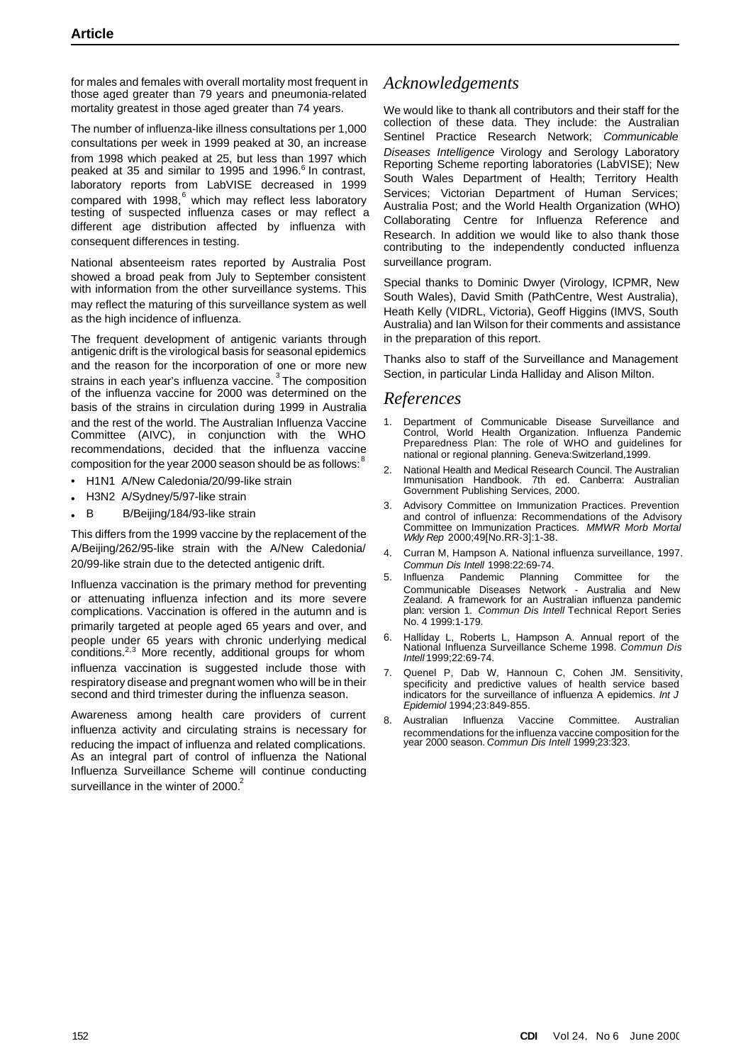for males and females with overall mortality most frequent in those aged greater than 79 years and pneumonia-related mortality greatest in those aged greater than 74 years.

The number of influenza-like illness consultations per 1,000 consultations per week in 1999 peaked at 30, an increase from 1998 which peaked at 25, but less than 1997 which peaked at 35 and similar to 1995 and 1996.[6] In contrast, laboratory reports from LabVISE decreased in 1999 compared with 1998,[6] which may reflect less laboratory testing of suspected influenza cases or may reflect a different age distribution affected by influenza with consequent differences in testing.

National absenteeism rates reported by Australia Post showed a broad peak from July to September consistent with information from the other surveillance systems. This may reflect the maturing of this surveillance system as well as the high incidence of influenza.

The frequent development of antigenic variants through antigenic drift is the virological basis for seasonal epidemics and the reason for the incorporation of one or more new strains in each year's influenza vaccine.[3] The composition of the influenza vaccine for 2000 was determined on the basis of the strains in circulation during 1999 in Australia and the rest of the world. The Australian Influenza Vaccine Committee (AIVC), in conjunction with the WHO recommendations, decided that the influenza vaccine composition for the year 2000 season should be as follows:[8]

- H1N1 A/New Caledonia/20/99-like strain
- H3N2 A/Sydney/5/97-like strain
- B B/Beijing/184/93-like strain

This differs from the 1999 vaccine by the replacement of the A/Beijing/262/95-like strain with the A/New Caledonia/20/99-like strain due to the detected antigenic drift.

Influenza vaccination is the primary method for preventing or attenuating influenza infection and its more severe complications. Vaccination is offered in the autumn and is primarily targeted at people aged 65 years and over, and people under 65 years with chronic underlying medical conditions.[2,3] More recently, additional groups for whom influenza vaccination is suggested include those with respiratory disease and pregnant women who will be in their second and third trimester during the influenza season.

Awareness among health care providers of current influenza activity and circulating strains is necessary for reducing the impact of influenza and related complications. As an integral part of control of influenza the National Influenza Surveillance Scheme will continue conducting surveillance in the winter of 2000.[2]

## Acknowledgements

We would like to thank all contributors and their staff for the collection of these data. They include: the Australian Sentinel Practice Research Network; *Communicable Diseases Intelligence* Virology and Serology Laboratory Reporting Scheme reporting laboratories (LabVISE); New South Wales Department of Health; Territory Health Services; Victorian Department of Human Services; Australia Post; and the World Health Organization (WHO) Collaborating Centre for Influenza Reference and Research. In addition we would like to also thank those contributing to the independently conducted influenza surveillance program.

Special thanks to Dominic Dwyer (Virology, ICPMR, New South Wales), David Smith (PathCentre, West Australia), Heath Kelly (VIDRL, Victoria), Geoff Higgins (IMVS, South Australia) and Ian Wilson for their comments and assistance in the preparation of this report.

Thanks also to staff of the Surveillance and Management Section, in particular Linda Halliday and Alison Milton.

## References

1. Department of Communicable Disease Surveillance and Control, World Health Organization. Influenza Pandemic Preparedness Plan: The role of WHO and guidelines for national or regional planning. Geneva:Switzerland,1999.
2. National Health and Medical Research Council. The Australian Immunisation Handbook. 7th ed. Canberra: Australian Government Publishing Services, 2000.
3. Advisory Committee on Immunization Practices. Prevention and control of influenza: Recommendations of the Advisory Committee on Immunization Practices. *MMWR Morb Mortal Wkly Rep* 2000;49[No.RR-3]:1-38.
4. Curran M, Hampson A. National influenza surveillance, 1997. *Commun Dis Intell* 1998:22:69-74.
5. Influenza Pandemic Planning Committee for the Communicable Diseases Network - Australia and New Zealand. A framework for an Australian influenza pandemic plan: version 1. *Commun Dis Intell* Technical Report Series No. 4 1999:1-179.
6. Halliday L, Roberts L, Hampson A. Annual report of the National Influenza Surveillance Scheme 1998. *Commun Dis Intell* 1999;22:69-74.
7. Quenel P, Dab W, Hannoun C, Cohen JM. Sensitivity, specificity and predictive values of health service based indicators for the surveillance of influenza A epidemics. *Int J Epidemiol* 1994;23:849-855.
8. Australian Influenza Vaccine Committee. Australian recommendations for the influenza vaccine composition for the year 2000 season. *Commun Dis Intell* 1999;23:323.